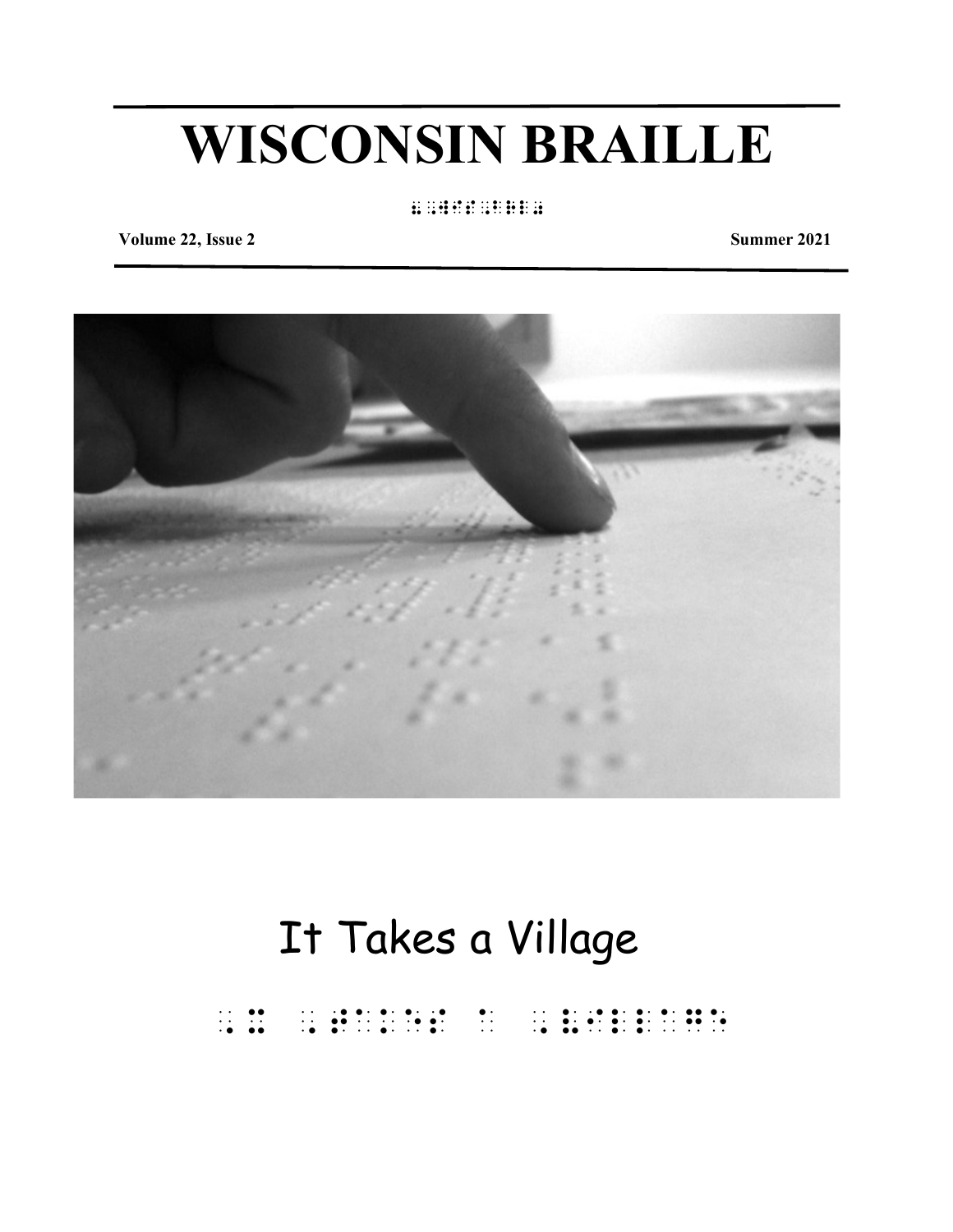# WISCONSIN BRAILLE

⠠⠠⠺⠊⠎⠉⠕⠝⠎⠔ ⠠⠠⠃⠗⠇

**Volume 22, Issue 2** **Summer 2021**

## It Takes a Village

⠠⠭ ⠠⠞⠁⠅⠑⠎ ⠁ ⠠⠧⠊⠇⠇⠁⠛⠑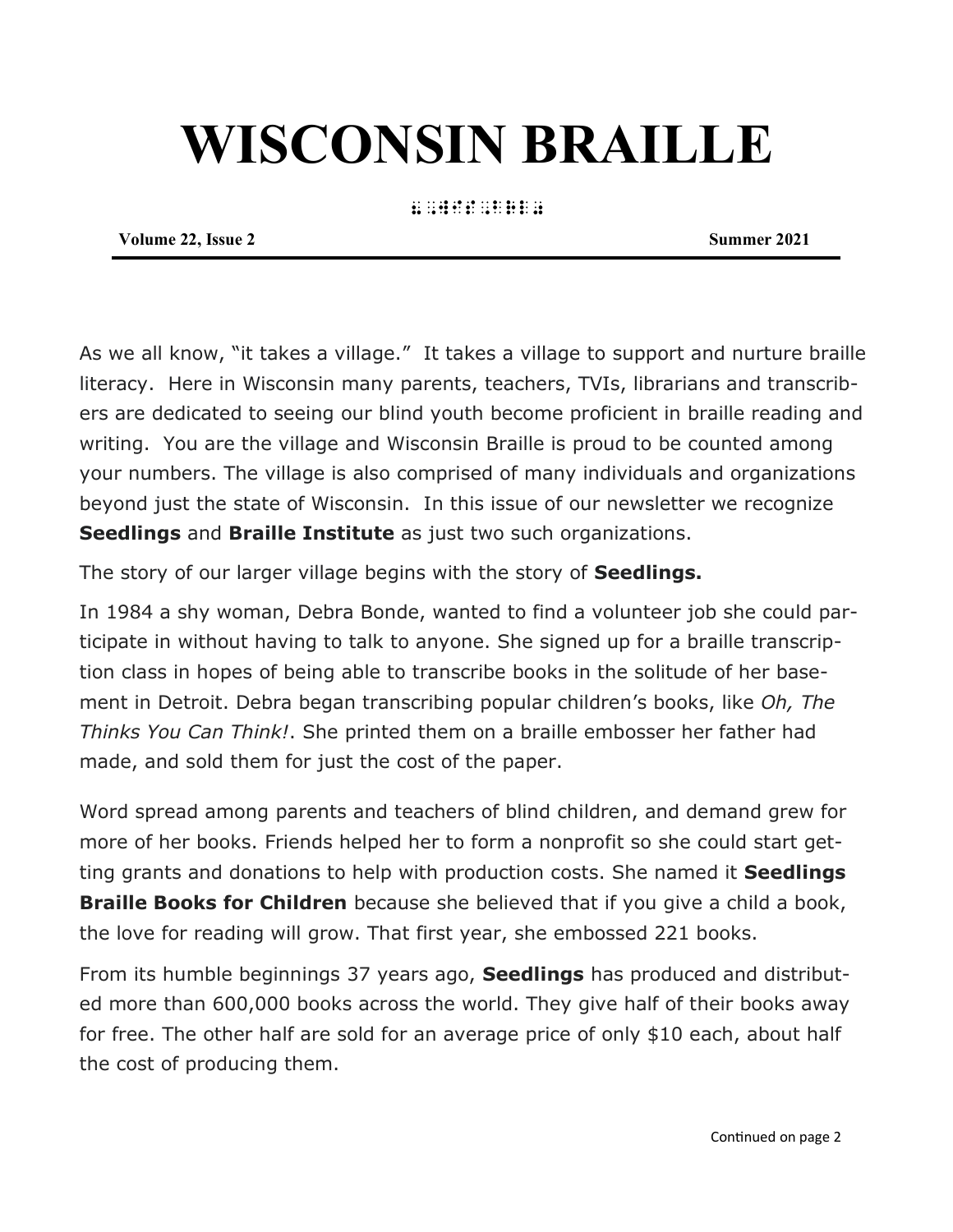# WISCONSIN BRAILLE

**Volume 22, Issue 2** **Summer 2021**

As we all know, "it takes a village." It takes a village to support and nurture braille literacy. Here in Wisconsin many parents, teachers, TVIs, librarians and transcribers are dedicated to seeing our blind youth become proficient in braille reading and writing. You are the village and Wisconsin Braille is proud to be counted among your numbers. The village is also comprised of many individuals and organizations beyond just the state of Wisconsin. In this issue of our newsletter we recognize **Seedlings** and **Braille Institute** as just two such organizations.

The story of our larger village begins with the story of **Seedlings.**

In 1984 a shy woman, Debra Bonde, wanted to find a volunteer job she could participate in without having to talk to anyone. She signed up for a braille transcription class in hopes of being able to transcribe books in the solitude of her basement in Detroit. Debra began transcribing popular children's books, like *Oh, The Thinks You Can Think!*. She printed them on a braille embosser her father had made, and sold them for just the cost of the paper.

Word spread among parents and teachers of blind children, and demand grew for more of her books. Friends helped her to form a nonprofit so she could start getting grants and donations to help with production costs. She named it **Seedlings Braille Books for Children** because she believed that if you give a child a book, the love for reading will grow. That first year, she embossed 221 books.

From its humble beginnings 37 years ago, **Seedlings** has produced and distributed more than 600,000 books across the world. They give half of their books away for free. The other half are sold for an average price of only $10 each, about half the cost of producing them.

Continued on page 2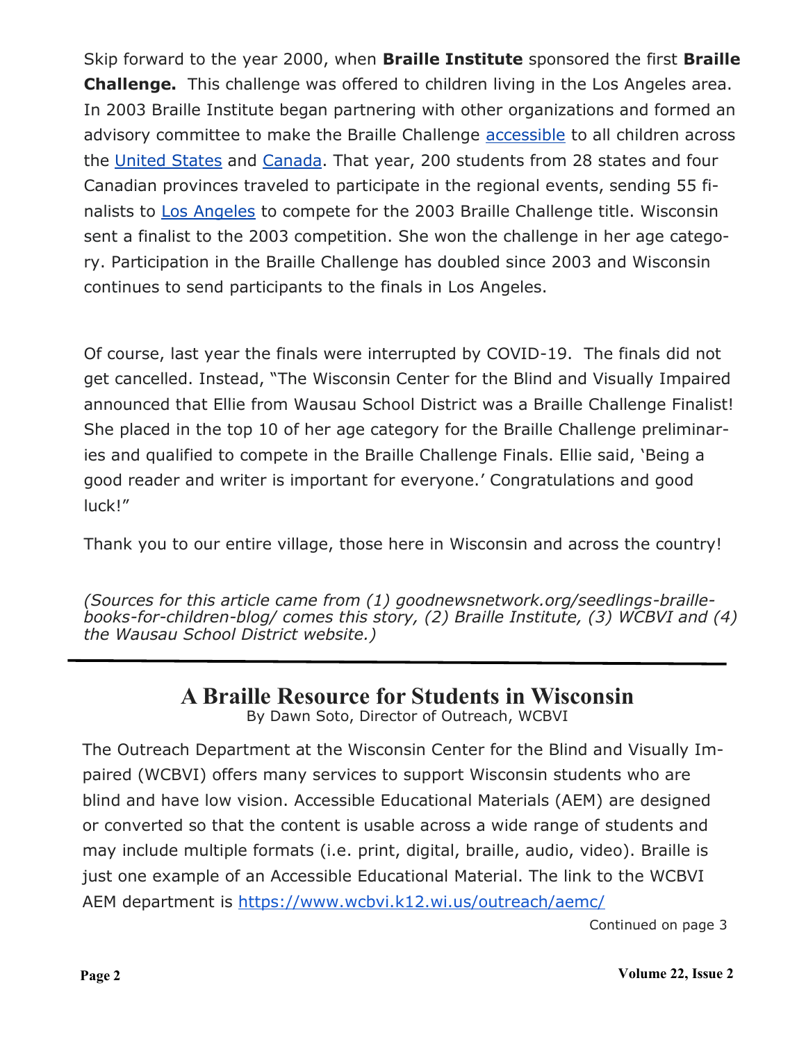Skip forward to the year 2000, when **Braille Institute** sponsored the first **Braille Challenge.** This challenge was offered to children living in the Los Angeles area. In 2003 Braille Institute began partnering with other organizations and formed an advisory committee to make the Braille Challenge accessible to all children across the United States and Canada. That year, 200 students from 28 states and four Canadian provinces traveled to participate in the regional events, sending 55 finalists to Los Angeles to compete for the 2003 Braille Challenge title. Wisconsin sent a finalist to the 2003 competition. She won the challenge in her age category. Participation in the Braille Challenge has doubled since 2003 and Wisconsin continues to send participants to the finals in Los Angeles.

Of course, last year the finals were interrupted by COVID-19. The finals did not get cancelled. Instead, "The Wisconsin Center for the Blind and Visually Impaired announced that Ellie from Wausau School District was a Braille Challenge Finalist! She placed in the top 10 of her age category for the Braille Challenge preliminaries and qualified to compete in the Braille Challenge Finals. Ellie said, 'Being a good reader and writer is important for everyone.' Congratulations and good luck!"

Thank you to our entire village, those here in Wisconsin and across the country!

*(Sources for this article came from (1) goodnewsnetwork.org/seedlings-braille-books-for-children-blog/ comes this story, (2) Braille Institute, (3) WCBVI and (4) the Wausau School District website.)*

---

## A Braille Resource for Students in Wisconsin

By Dawn Soto, Director of Outreach, WCBVI

The Outreach Department at the Wisconsin Center for the Blind and Visually Impaired (WCBVI) offers many services to support Wisconsin students who are blind and have low vision. Accessible Educational Materials (AEM) are designed or converted so that the content is usable across a wide range of students and may include multiple formats (i.e. print, digital, braille, audio, video). Braille is just one example of an Accessible Educational Material. The link to the WCBVI AEM department is https://www.wcbvi.k12.wi.us/outreach/aemc/

Continued on page 3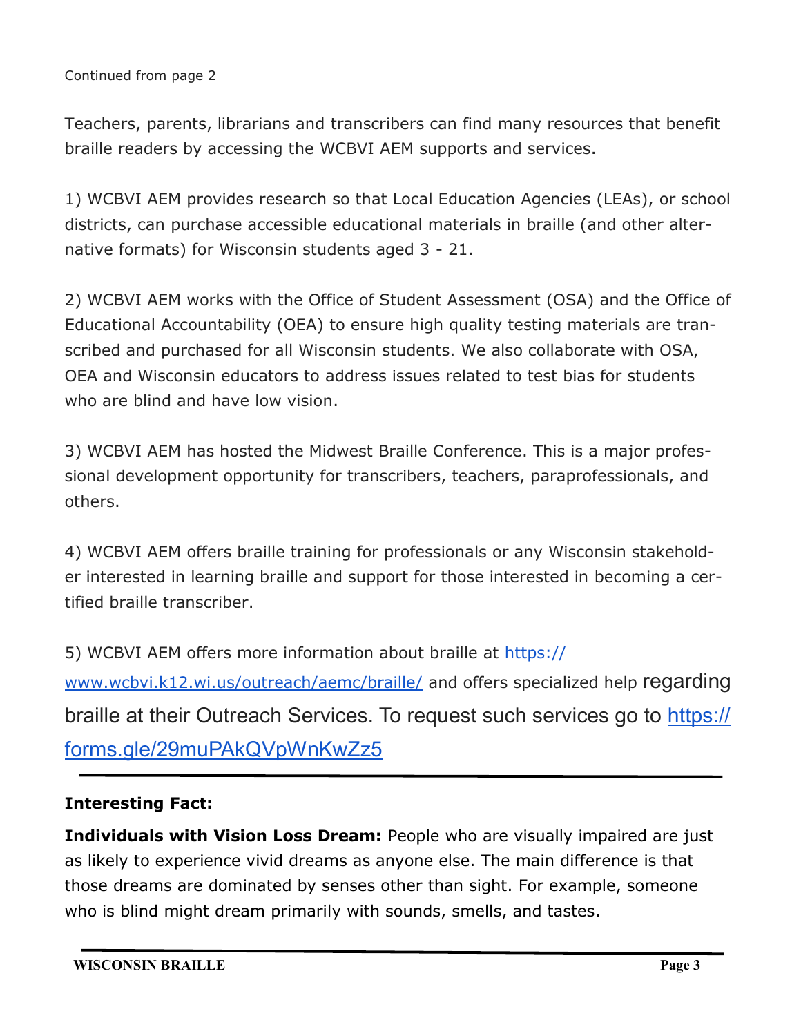Continued from page 2

Teachers, parents, librarians and transcribers can find many resources that benefit braille readers by accessing the WCBVI AEM supports and services.

1) WCBVI AEM provides research so that Local Education Agencies (LEAs), or school districts, can purchase accessible educational materials in braille (and other alternative formats) for Wisconsin students aged 3 - 21.

2) WCBVI AEM works with the Office of Student Assessment (OSA) and the Office of Educational Accountability (OEA) to ensure high quality testing materials are transcribed and purchased for all Wisconsin students. We also collaborate with OSA, OEA and Wisconsin educators to address issues related to test bias for students who are blind and have low vision.

3) WCBVI AEM has hosted the Midwest Braille Conference. This is a major professional development opportunity for transcribers, teachers, paraprofessionals, and others.

4) WCBVI AEM offers braille training for professionals or any Wisconsin stakeholder interested in learning braille and support for those interested in becoming a certified braille transcriber.

5) WCBVI AEM offers more information about braille at https://www.wcbvi.k12.wi.us/outreach/aemc/braille/ and offers specialized help regarding braille at their Outreach Services. To request such services go to https://forms.gle/29muPAkQVpWnKwZz5

---

**Interesting Fact:**

**Individuals with Vision Loss Dream:** People who are visually impaired are just as likely to experience vivid dreams as anyone else. The main difference is that those dreams are dominated by senses other than sight. For example, someone who is blind might dream primarily with sounds, smells, and tastes.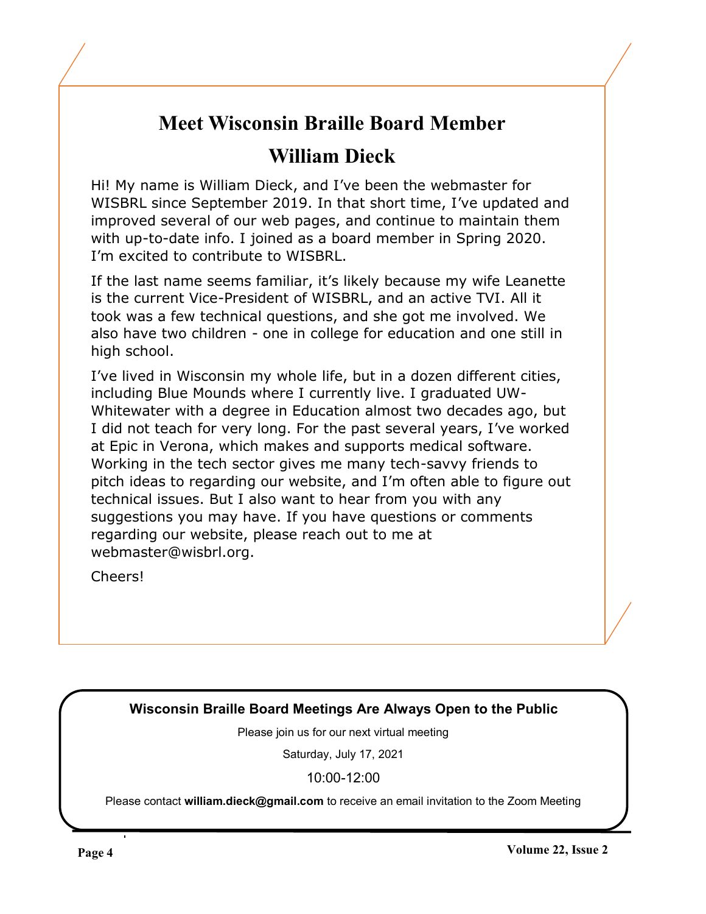# Meet Wisconsin Braille Board Member

# William Dieck

Hi! My name is William Dieck, and I've been the webmaster for WISBRL since September 2019. In that short time, I've updated and improved several of our web pages, and continue to maintain them with up-to-date info. I joined as a board member in Spring 2020. I'm excited to contribute to WISBRL.

If the last name seems familiar, it's likely because my wife Leanette is the current Vice-President of WISBRL, and an active TVI. All it took was a few technical questions, and she got me involved. We also have two children - one in college for education and one still in high school.

I've lived in Wisconsin my whole life, but in a dozen different cities, including Blue Mounds where I currently live. I graduated UW-Whitewater with a degree in Education almost two decades ago, but I did not teach for very long. For the past several years, I've worked at Epic in Verona, which makes and supports medical software. Working in the tech sector gives me many tech-savvy friends to pitch ideas to regarding our website, and I'm often able to figure out technical issues. But I also want to hear from you with any suggestions you may have. If you have questions or comments regarding our website, please reach out to me at webmaster@wisbrl.org.

Cheers!

**Wisconsin Braille Board Meetings Are Always Open to the Public**

Please join us for our next virtual meeting

Saturday, July 17, 2021

10:00-12:00

Please contact **william.dieck@gmail.com** to receive an email invitation to the Zoom Meeting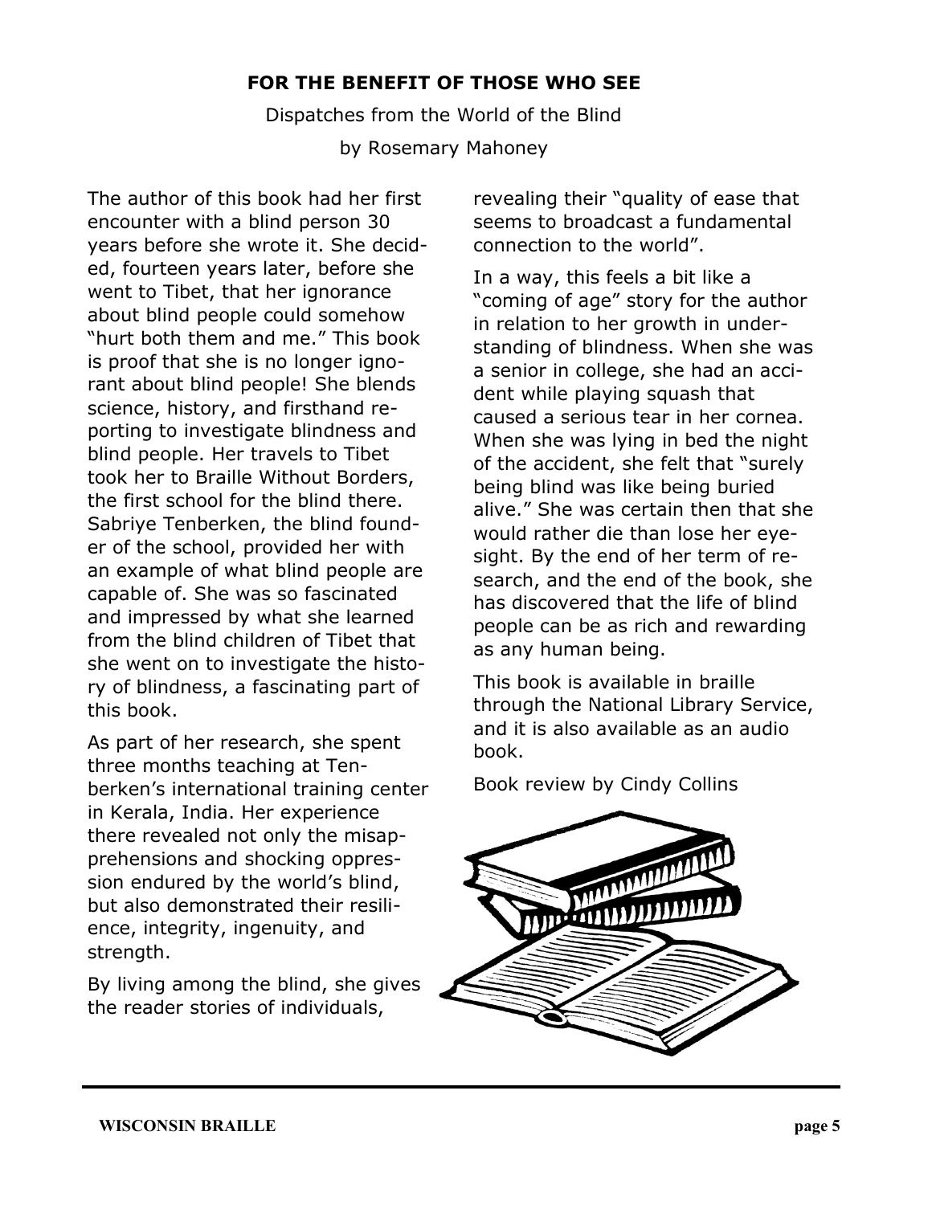## FOR THE BENEFIT OF THOSE WHO SEE

Dispatches from the World of the Blind

by Rosemary Mahoney

The author of this book had her first encounter with a blind person 30 years before she wrote it. She decided, fourteen years later, before she went to Tibet, that her ignorance about blind people could somehow "hurt both them and me." This book is proof that she is no longer ignorant about blind people! She blends science, history, and firsthand reporting to investigate blindness and blind people. Her travels to Tibet took her to Braille Without Borders, the first school for the blind there. Sabriye Tenberken, the blind founder of the school, provided her with an example of what blind people are capable of. She was so fascinated and impressed by what she learned from the blind children of Tibet that she went on to investigate the history of blindness, a fascinating part of this book.

As part of her research, she spent three months teaching at Tenberken's international training center in Kerala, India. Her experience there revealed not only the misapprehensions and shocking oppression endured by the world's blind, but also demonstrated their resilience, integrity, ingenuity, and strength.

By living among the blind, she gives the reader stories of individuals, revealing their "quality of ease that seems to broadcast a fundamental connection to the world".

In a way, this feels a bit like a "coming of age" story for the author in relation to her growth in understanding of blindness. When she was a senior in college, she had an accident while playing squash that caused a serious tear in her cornea. When she was lying in bed the night of the accident, she felt that "surely being blind was like being buried alive." She was certain then that she would rather die than lose her eyesight. By the end of her term of research, and the end of the book, she has discovered that the life of blind people can be as rich and rewarding as any human being.

This book is available in braille through the National Library Service, and it is also available as an audio book.

Book review by Cindy Collins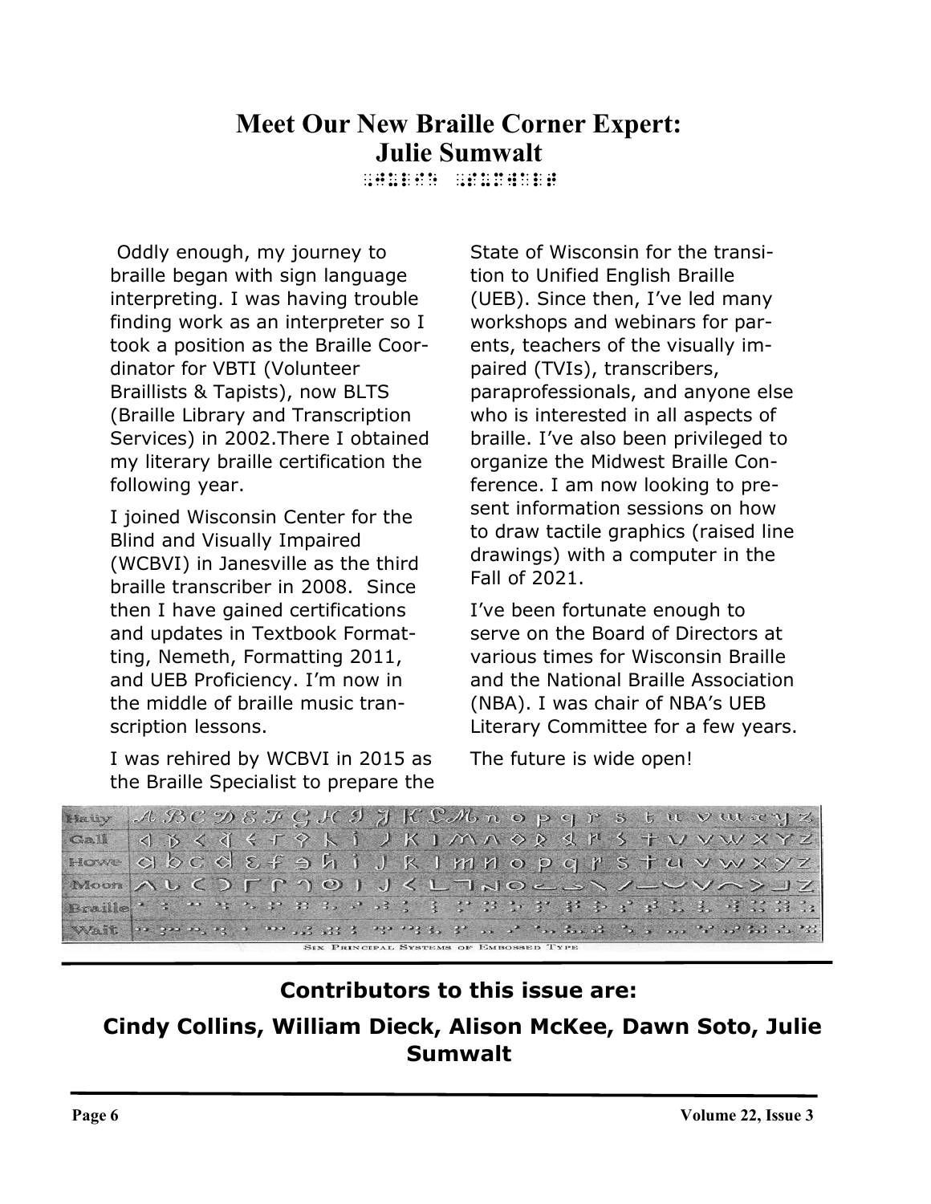# Meet Our New Braille Corner Expert: Julie Sumwalt

⠠⠚⠥⠇⠊⠑ ⠠⠎⠥⠍⠺⠁⠇⠞

Oddly enough, my journey to braille began with sign language interpreting. I was having trouble finding work as an interpreter so I took a position as the Braille Coordinator for VBTI (Volunteer Braillists & Tapists), now BLTS (Braille Library and Transcription Services) in 2002.There I obtained my literary braille certification the following year.

I joined Wisconsin Center for the Blind and Visually Impaired (WCBVI) in Janesville as the third braille transcriber in 2008. Since then I have gained certifications and updates in Textbook Formatting, Nemeth, Formatting 2011, and UEB Proficiency. I'm now in the middle of braille music transcription lessons.

I was rehired by WCBVI in 2015 as the Braille Specialist to prepare the State of Wisconsin for the transition to Unified English Braille (UEB). Since then, I've led many workshops and webinars for parents, teachers of the visually impaired (TVIs), transcribers, paraprofessionals, and anyone else who is interested in all aspects of braille. I've also been privileged to organize the Midwest Braille Conference. I am now looking to present information sessions on how to draw tactile graphics (raised line drawings) with a computer in the Fall of 2021.

I've been fortunate enough to serve on the Board of Directors at various times for Wisconsin Braille and the National Braille Association (NBA). I was chair of NBA's UEB Literary Committee for a few years.

The future is wide open!

Six Principal Systems of Embossed Type

## Contributors to this issue are:

**Cindy Collins, William Dieck, Alison McKee, Dawn Soto, Julie Sumwalt**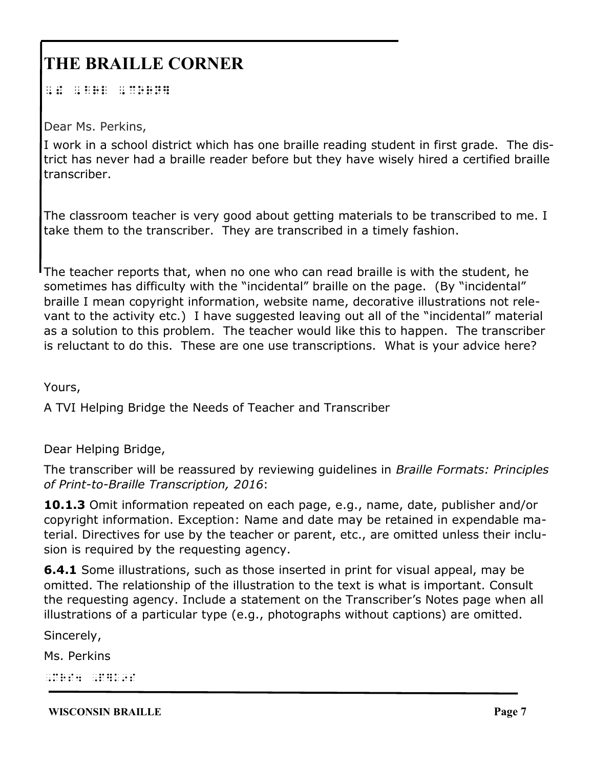# THE BRAILLE CORNER

⠠⠮ ⠠⠃⠗⠇ ⠠⠉⠕⠗⠝⠻

Dear Ms. Perkins,

I work in a school district which has one braille reading student in first grade. The district has never had a braille reader before but they have wisely hired a certified braille transcriber.

The classroom teacher is very good about getting materials to be transcribed to me. I take them to the transcriber. They are transcribed in a timely fashion.

The teacher reports that, when no one who can read braille is with the student, he sometimes has difficulty with the "incidental" braille on the page. (By "incidental" braille I mean copyright information, website name, decorative illustrations not relevant to the activity etc.) I have suggested leaving out all of the "incidental" material as a solution to this problem. The teacher would like this to happen. The transcriber is reluctant to do this. These are one use transcriptions. What is your advice here?

Yours,

A TVI Helping Bridge the Needs of Teacher and Transcriber

Dear Helping Bridge,

The transcriber will be reassured by reviewing guidelines in *Braille Formats: Principles of Print-to-Braille Transcription, 2016*:

**10.1.3** Omit information repeated on each page, e.g., name, date, publisher and/or copyright information. Exception: Name and date may be retained in expendable material. Directives for use by the teacher or parent, etc., are omitted unless their inclusion is required by the requesting agency.

**6.4.1** Some illustrations, such as those inserted in print for visual appeal, may be omitted. The relationship of the illustration to the text is what is important. Consult the requesting agency. Include a statement on the Transcriber's Notes page when all illustrations of a particular type (e.g., photographs without captions) are omitted.

Sincerely,

Ms. Perkins

⠠⠍⠎⠲ ⠠⠏⠻⠅⠔⠎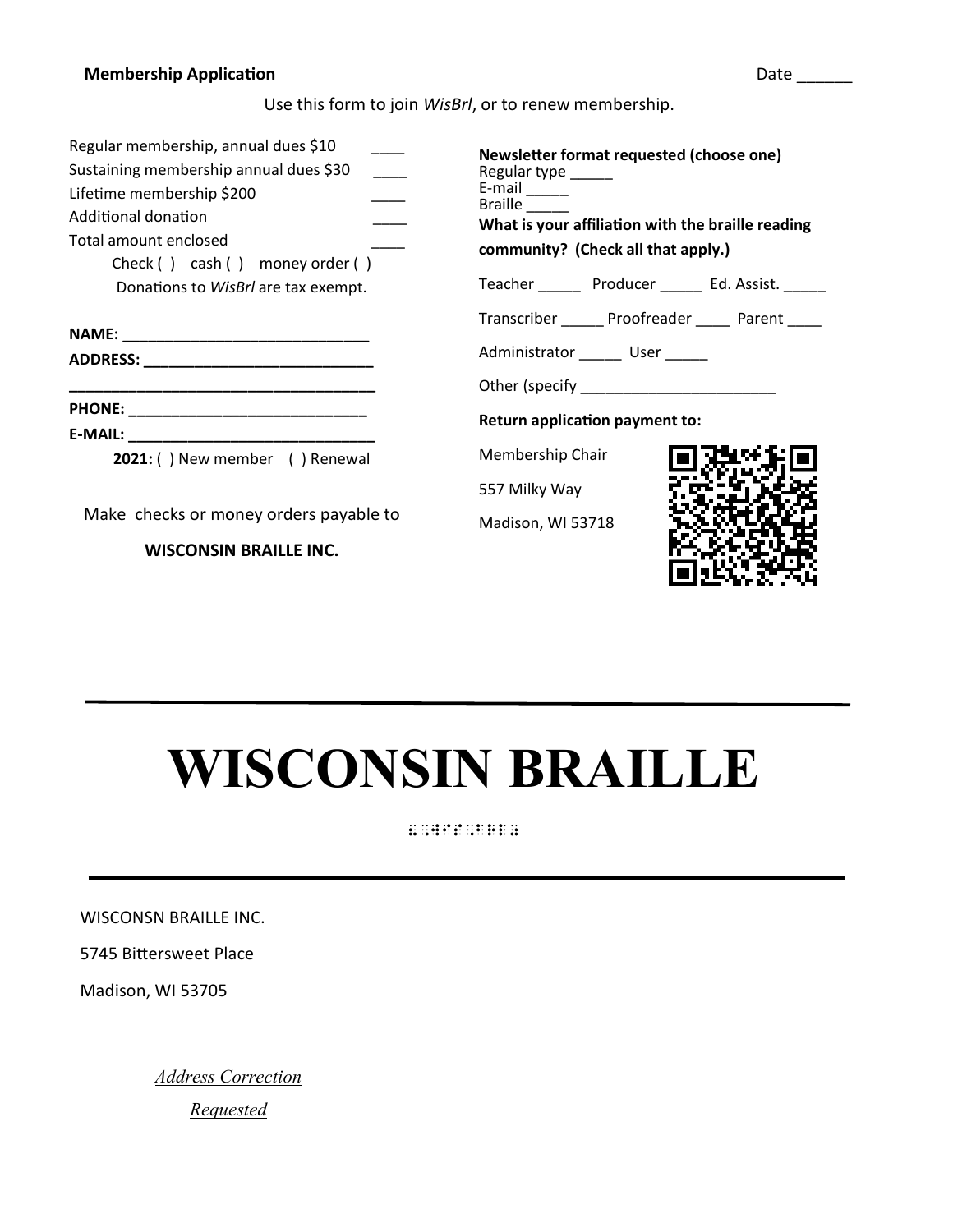**Membership Application** Date ______

Use this form to join *WisBrl*, or to renew membership.

Regular membership, annual dues $10 ____
Sustaining membership annual dues $30 ____
Lifetime membership $200 ____
Additional donation ____
Total amount enclosed ____
Check ( ) cash ( ) money order ( )
Donations to *WisBrl* are tax exempt.

**NAME:** ____________________________
**ADDRESS:** __________________________
____________________________________
**PHONE:** ____________________________
**E-MAIL:** ____________________________
**2021:** ( ) New member ( ) Renewal

Make checks or money orders payable to

**WISCONSIN BRAILLE INC.**

**Newsletter format requested (choose one)**
Regular type _____
E-mail _____
Braille _____

**What is your affiliation with the braille reading community? (Check all that apply.)**

Teacher _____ Producer _____ Ed. Assist. _____

Transcriber _____ Proofreader ____ Parent ____

Administrator _____ User _____

Other (specify _______________________

**Return application payment to:**

Membership Chair

557 Milky Way

Madison, WI 53718

---

# WISCONSIN BRAILLE

---

WISCONSN BRAILLE INC.

5745 Bittersweet Place

Madison, WI 53705

*Address Correction Requested*